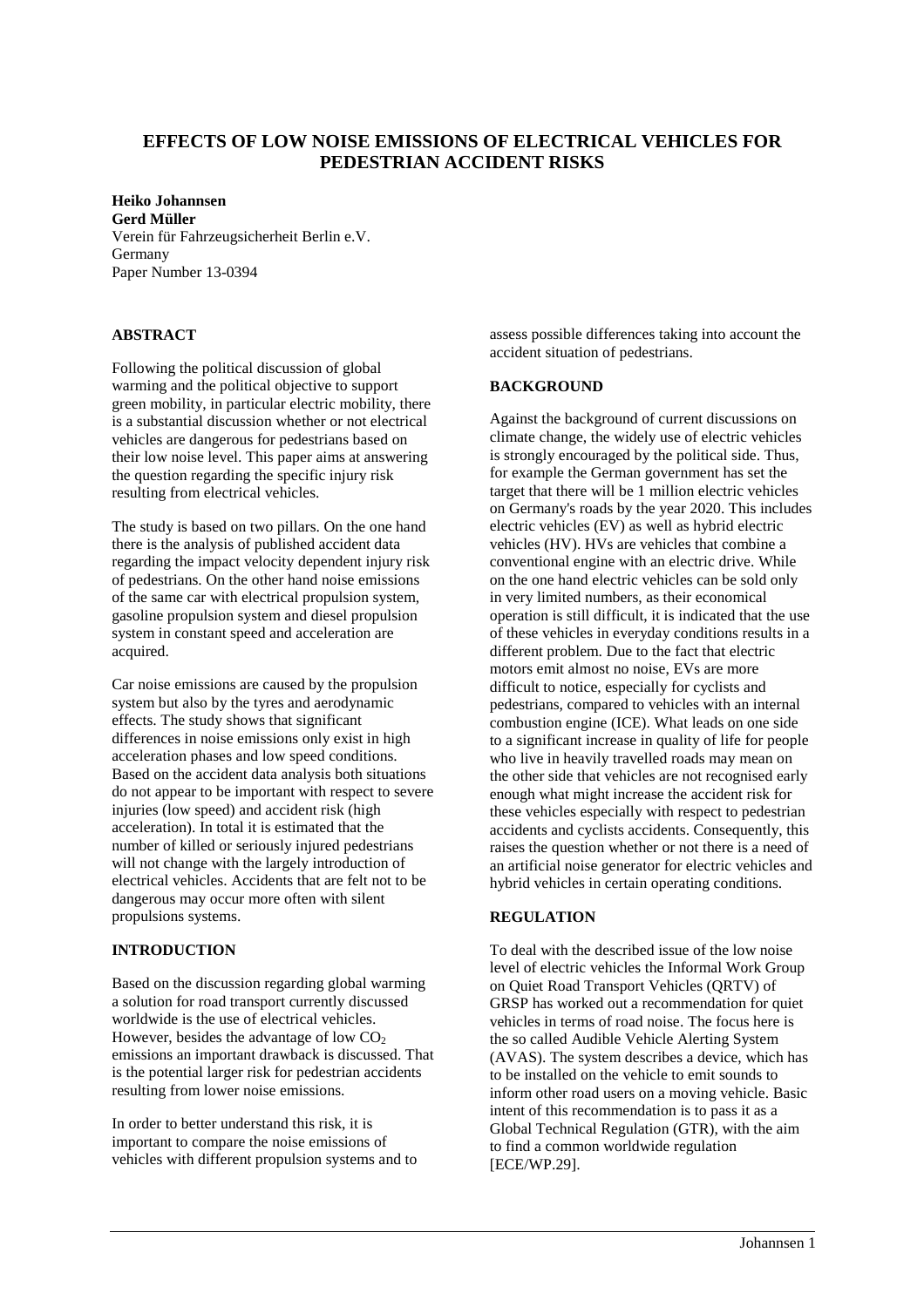# EFFECTS OF LOW NOISE EMISSIONS OF ELECTRICAL VEHICLES FOR PEDESTRIAN ACCIDENT RISKS

**Heiko Johannsen**
**Gerd Müller**
Verein für Fahrzeugsicherheit Berlin e.V.
Germany
Paper Number 13-0394

## ABSTRACT

Following the political discussion of global warming and the political objective to support green mobility, in particular electric mobility, there is a substantial discussion whether or not electrical vehicles are dangerous for pedestrians based on their low noise level. This paper aims at answering the question regarding the specific injury risk resulting from electrical vehicles.

The study is based on two pillars. On the one hand there is the analysis of published accident data regarding the impact velocity dependent injury risk of pedestrians. On the other hand noise emissions of the same car with electrical propulsion system, gasoline propulsion system and diesel propulsion system in constant speed and acceleration are acquired.

Car noise emissions are caused by the propulsion system but also by the tyres and aerodynamic effects. The study shows that significant differences in noise emissions only exist in high acceleration phases and low speed conditions. Based on the accident data analysis both situations do not appear to be important with respect to severe injuries (low speed) and accident risk (high acceleration). In total it is estimated that the number of killed or seriously injured pedestrians will not change with the largely introduction of electrical vehicles. Accidents that are felt not to be dangerous may occur more often with silent propulsions systems.

## INTRODUCTION

Based on the discussion regarding global warming a solution for road transport currently discussed worldwide is the use of electrical vehicles. However, besides the advantage of low $CO_2$ emissions an important drawback is discussed. That is the potential larger risk for pedestrian accidents resulting from lower noise emissions.

In order to better understand this risk, it is important to compare the noise emissions of vehicles with different propulsion systems and to assess possible differences taking into account the accident situation of pedestrians.

## BACKGROUND

Against the background of current discussions on climate change, the widely use of electric vehicles is strongly encouraged by the political side. Thus, for example the German government has set the target that there will be 1 million electric vehicles on Germany's roads by the year 2020. This includes electric vehicles (EV) as well as hybrid electric vehicles (HV). HVs are vehicles that combine a conventional engine with an electric drive. While on the one hand electric vehicles can be sold only in very limited numbers, as their economical operation is still difficult, it is indicated that the use of these vehicles in everyday conditions results in a different problem. Due to the fact that electric motors emit almost no noise, EVs are more difficult to notice, especially for cyclists and pedestrians, compared to vehicles with an internal combustion engine (ICE). What leads on one side to a significant increase in quality of life for people who live in heavily travelled roads may mean on the other side that vehicles are not recognised early enough what might increase the accident risk for these vehicles especially with respect to pedestrian accidents and cyclists accidents. Consequently, this raises the question whether or not there is a need of an artificial noise generator for electric vehicles and hybrid vehicles in certain operating conditions.

## REGULATION

To deal with the described issue of the low noise level of electric vehicles the Informal Work Group on Quiet Road Transport Vehicles (QRTV) of GRSP has worked out a recommendation for quiet vehicles in terms of road noise. The focus here is the so called Audible Vehicle Alerting System (AVAS). The system describes a device, which has to be installed on the vehicle to emit sounds to inform other road users on a moving vehicle. Basic intent of this recommendation is to pass it as a Global Technical Regulation (GTR), with the aim to find a common worldwide regulation [ECE/WP.29].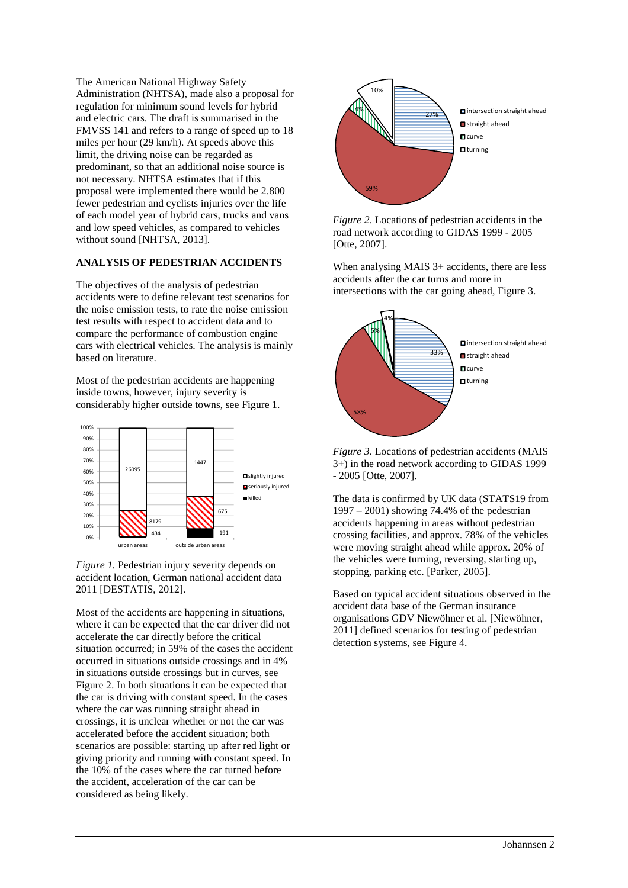The American National Highway Safety Administration (NHTSA), made also a proposal for regulation for minimum sound levels for hybrid and electric cars. The draft is summarised in the FMVSS 141 and refers to a range of speed up to 18 miles per hour (29 km/h). At speeds above this limit, the driving noise can be regarded as predominant, so that an additional noise source is not necessary. NHTSA estimates that if this proposal were implemented there would be 2.800 fewer pedestrian and cyclists injuries over the life of each model year of hybrid cars, trucks and vans and low speed vehicles, as compared to vehicles without sound [NHTSA, 2013].

## ANALYSIS OF PEDESTRIAN ACCIDENTS

The objectives of the analysis of pedestrian accidents were to define relevant test scenarios for the noise emission tests, to rate the noise emission test results with respect to accident data and to compare the performance of combustion engine cars with electrical vehicles. The analysis is mainly based on literature.

Most of the pedestrian accidents are happening inside towns, however, injury severity is considerably higher outside towns, see Figure 1.

*Figure 1.* Pedestrian injury severity depends on accident location, German national accident data 2011 [DESTATIS, 2012].

Most of the accidents are happening in situations, where it can be expected that the car driver did not accelerate the car directly before the critical situation occurred; in 59% of the cases the accident occurred in situations outside crossings and in 4% in situations outside crossings but in curves, see Figure 2. In both situations it can be expected that the car is driving with constant speed. In the cases where the car was running straight ahead in crossings, it is unclear whether or not the car was accelerated before the accident situation; both scenarios are possible: starting up after red light or giving priority and running with constant speed. In the 10% of the cases where the car turned before the accident, acceleration of the car can be considered as being likely.

*Figure 2*. Locations of pedestrian accidents in the road network according to GIDAS 1999 - 2005 [Otte, 2007].

When analysing MAIS 3+ accidents, there are less accidents after the car turns and more in intersections with the car going ahead, Figure 3.

*Figure 3*. Locations of pedestrian accidents (MAIS 3+) in the road network according to GIDAS 1999 - 2005 [Otte, 2007].

The data is confirmed by UK data (STATS19 from 1997 – 2001) showing 74.4% of the pedestrian accidents happening in areas without pedestrian crossing facilities, and approx. 78% of the vehicles were moving straight ahead while approx. 20% of the vehicles were turning, reversing, starting up, stopping, parking etc. [Parker, 2005].

Based on typical accident situations observed in the accident data base of the German insurance organisations GDV Niewöhner et al. [Niewöhner, 2011] defined scenarios for testing of pedestrian detection systems, see Figure 4.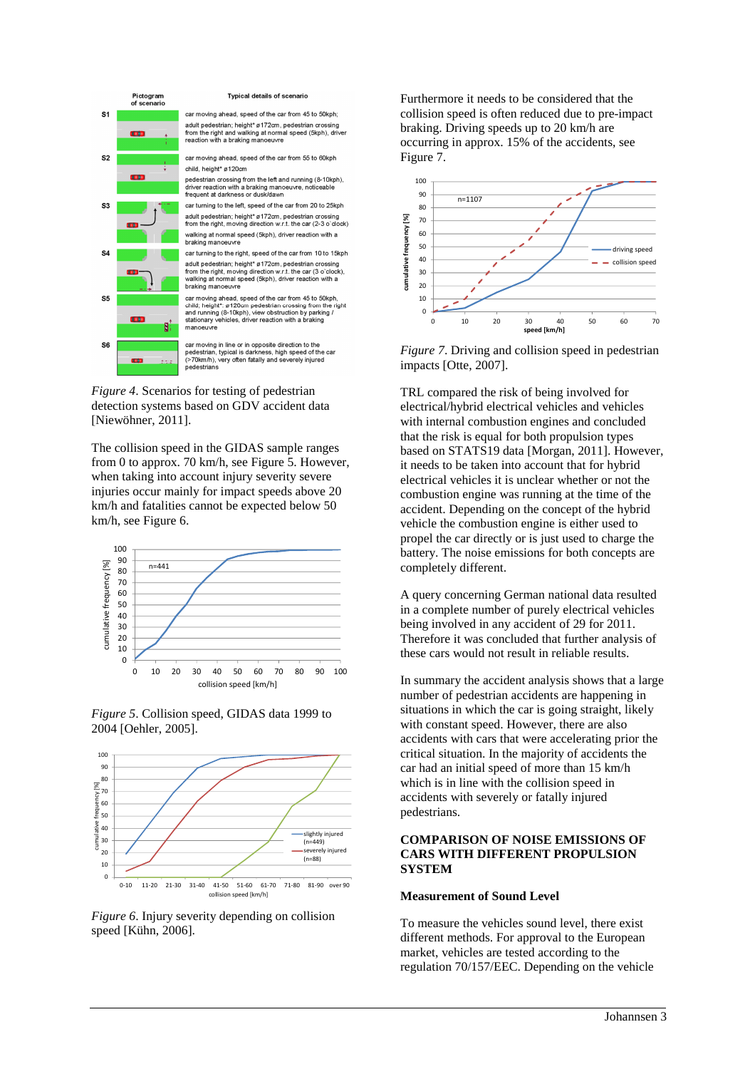| Pictogram of scenario | Typical details of scenario |
| --- | --- |
| S1 | car moving ahead, speed of the car from 45 to 50kph; adult pedestrian; height* ø172cm, pedestrian crossing from the right and walking at normal speed (5kph), driver reaction with a braking manoeuvre |
| S2 | car moving ahead, speed of the car from 55 to 60kph child, height* ø120cm pedestrian crossing from the left and running (8-10kph), driver reaction with a braking manoeuvre, noticeable frequent at darkness or dusk/dawn |
| S3 | car turning to the left, speed of the car from 20 to 25kph adult pedestrian; height* ø172cm, pedestrian crossing from the right, moving direction w.r.t. the car (2-3 o´clock) walking at normal speed (5kph), driver reaction with a braking manoeuvre |
| S4 | car turning to the right, speed of the car from 10 to 15kph adult pedestrian; height* ø172cm, pedestrian crossing from the right, moving direction w.r.t. the car (3 o´clock), walking at normal speed (5kph), driver reaction with a braking manoeuvre |
| S5 | car moving ahead, speed of the car from 45 to 50kph, child; height*: ø120cm pedestrian crossing from the right and running (8-10kph), view obstruction by parking / stationary vehicles, driver reaction with a braking manoeuvre |
| S6 | car moving in line or in opposite direction to the pedestrian, typical is darkness, high speed of the car (>70km/h), very often fatally and severely injured pedestrians |

*Figure 4*. Scenarios for testing of pedestrian detection systems based on GDV accident data [Niewöhner, 2011].

The collision speed in the GIDAS sample ranges from 0 to approx. 70 km/h, see Figure 5. However, when taking into account injury severity severe injuries occur mainly for impact speeds above 20 km/h and fatalities cannot be expected below 50 km/h, see Figure 6.

*Figure 5*. Collision speed, GIDAS data 1999 to 2004 [Oehler, 2005].

*Figure 6*. Injury severity depending on collision speed [Kühn, 2006].

Furthermore it needs to be considered that the collision speed is often reduced due to pre-impact braking. Driving speeds up to 20 km/h are occurring in approx. 15% of the accidents, see Figure 7.

*Figure 7*. Driving and collision speed in pedestrian impacts [Otte, 2007].

TRL compared the risk of being involved for electrical/hybrid electrical vehicles and vehicles with internal combustion engines and concluded that the risk is equal for both propulsion types based on STATS19 data [Morgan, 2011]. However, it needs to be taken into account that for hybrid electrical vehicles it is unclear whether or not the combustion engine was running at the time of the accident. Depending on the concept of the hybrid vehicle the combustion engine is either used to propel the car directly or is just used to charge the battery. The noise emissions for both concepts are completely different.

A query concerning German national data resulted in a complete number of purely electrical vehicles being involved in any accident of 29 for 2011. Therefore it was concluded that further analysis of these cars would not result in reliable results.

In summary the accident analysis shows that a large number of pedestrian accidents are happening in situations in which the car is going straight, likely with constant speed. However, there are also accidents with cars that were accelerating prior the critical situation. In the majority of accidents the car had an initial speed of more than 15 km/h which is in line with the collision speed in accidents with severely or fatally injured pedestrians.

## COMPARISON OF NOISE EMISSIONS OF CARS WITH DIFFERENT PROPULSION SYSTEM

### Measurement of Sound Level

To measure the vehicles sound level, there exist different methods. For approval to the European market, vehicles are tested according to the regulation 70/157/EEC. Depending on the vehicle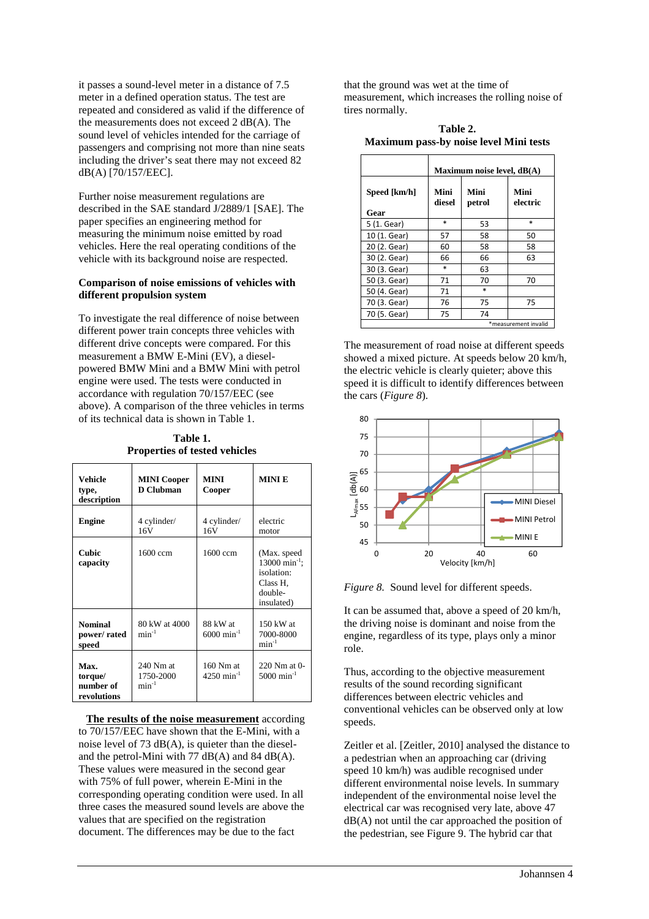it passes a sound-level meter in a distance of 7.5 meter in a defined operation status. The test are repeated and considered as valid if the difference of the measurements does not exceed 2 dB(A). The sound level of vehicles intended for the carriage of passengers and comprising not more than nine seats including the driver's seat there may not exceed 82 dB(A) [70/157/EEC].

Further noise measurement regulations are described in the SAE standard J/2889/1 [SAE]. The paper specifies an engineering method for measuring the minimum noise emitted by road vehicles. Here the real operating conditions of the vehicle with its background noise are respected.

**Comparison of noise emissions of vehicles with different propulsion system**

To investigate the real difference of noise between different power train concepts three vehicles with different drive concepts were compared. For this measurement a BMW E-Mini (EV), a diesel-powered BMW Mini and a BMW Mini with petrol engine were used. The tests were conducted in accordance with regulation 70/157/EEC (see above). A comparison of the three vehicles in terms of its technical data is shown in Table 1.

**Table 1.**
**Properties of tested vehicles**

| Vehicle type, description | MINI Cooper D Clubman | MINI Cooper | MINI E |
|---|---|---|---|
| **Engine** | 4 cylinder/ 16V | 4 cylinder/ 16V | electric motor |
| **Cubic capacity** | 1600 ccm | 1600 ccm | (Max. speed 13000 min$^{-1}$; isolation: Class H, double-insulated) |
| **Nominal power/ rated speed** | 80 kW at 4000 min$^{-1}$ | 88 kW at 6000 min$^{-1}$ | 150 kW at 7000-8000 min$^{-1}$ |
| **Max. torque/ number of revolutions** | 240 Nm at 1750-2000 min$^{-1}$ | 160 Nm at 4250 min$^{-1}$ | 220 Nm at 0-5000 min$^{-1}$ |

**The results of the noise measurement** according to 70/157/EEC have shown that the E-Mini, with a noise level of 73 dB(A), is quieter than the diesel- and the petrol-Mini with 77 dB(A) and 84 dB(A). These values were measured in the second gear with 75% of full power, wherein E-Mini in the corresponding operating condition were used. In all three cases the measured sound levels are above the values that are specified on the registration document. The differences may be due to the fact that the ground was wet at the time of measurement, which increases the rolling noise of tires normally.

**Table 2.**
**Maximum pass-by noise level Mini tests**

| Speed [km/h] / Gear | Maximum noise level, dB(A) Mini diesel | Mini petrol | Mini electric |
|---|---|---|---|
| 5 (1. Gear) | * | 53 | * |
| 10 (1. Gear) | 57 | 58 | 50 |
| 20 (2. Gear) | 60 | 58 | 58 |
| 30 (2. Gear) | 66 | 66 | 63 |
| 30 (3. Gear) | * | 63 | |
| 50 (3. Gear) | 71 | 70 | 70 |
| 50 (4. Gear) | 71 | * | |
| 70 (3. Gear) | 76 | 75 | 75 |
| 70 (5. Gear) | 75 | 74 | |

*measurement invalid

The measurement of road noise at different speeds showed a mixed picture. At speeds below 20 km/h, the electric vehicle is clearly quieter; above this speed it is difficult to identify differences between the cars (*Figure 8*).

*Figure 8.* Sound level for different speeds.

It can be assumed that, above a speed of 20 km/h, the driving noise is dominant and noise from the engine, regardless of its type, plays only a minor role.

Thus, according to the objective measurement results of the sound recording significant differences between electric vehicles and conventional vehicles can be observed only at low speeds.

Zeitler et al. [Zeitler, 2010] analysed the distance to a pedestrian when an approaching car (driving speed 10 km/h) was audible recognised under different environmental noise levels. In summary independent of the environmental noise level the electrical car was recognised very late, above 47 dB(A) not until the car approached the position of the pedestrian, see Figure 9. The hybrid car that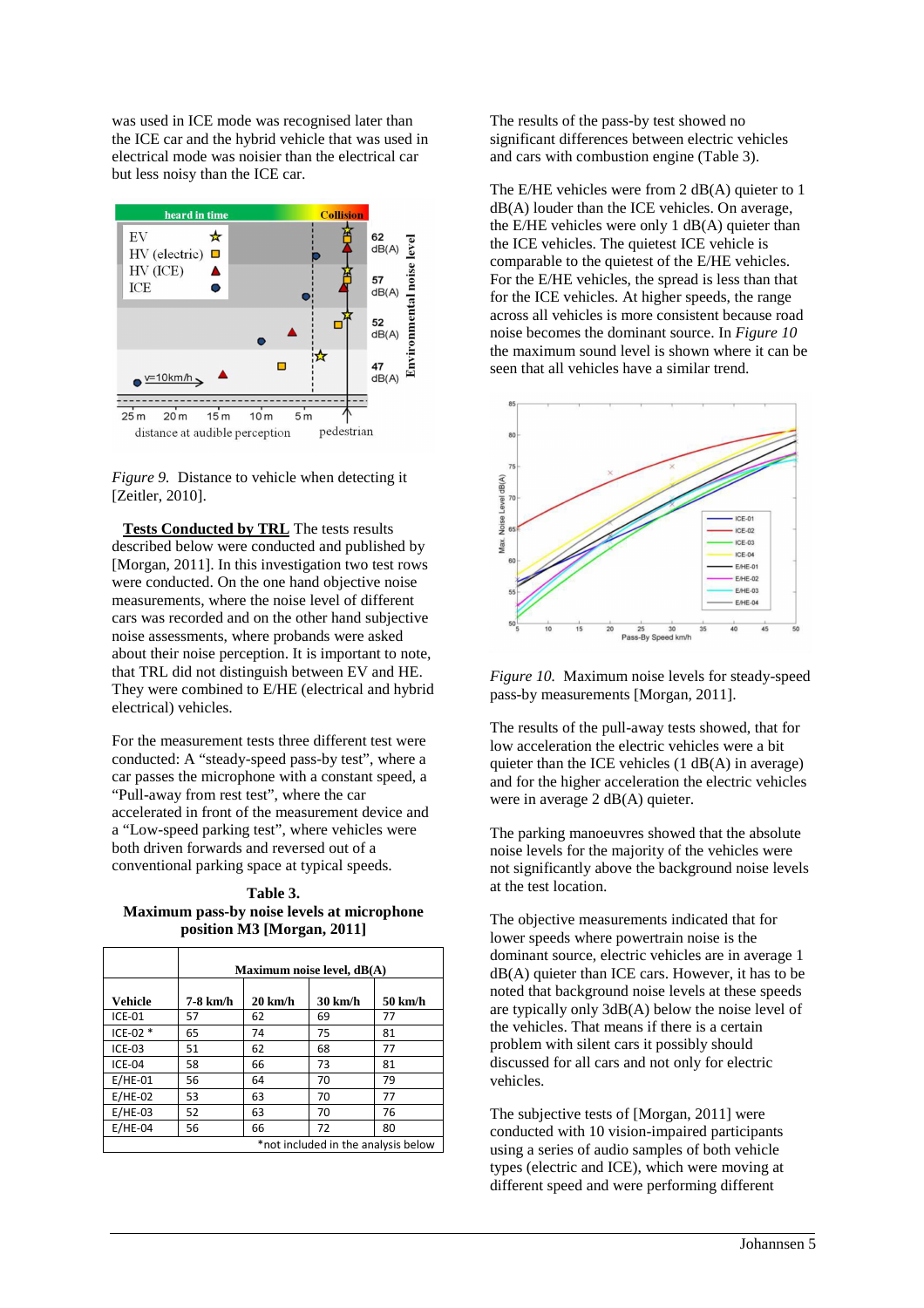was used in ICE mode was recognised later than the ICE car and the hybrid vehicle that was used in electrical mode was noisier than the electrical car but less noisy than the ICE car.

*Figure 9.* Distance to vehicle when detecting it [Zeitler, 2010].

**Tests Conducted by TRL** The tests results described below were conducted and published by [Morgan, 2011]. In this investigation two test rows were conducted. On the one hand objective noise measurements, where the noise level of different cars was recorded and on the other hand subjective noise assessments, where probands were asked about their noise perception. It is important to note, that TRL did not distinguish between EV and HE. They were combined to E/HE (electrical and hybrid electrical) vehicles.

For the measurement tests three different test were conducted: A "steady-speed pass-by test", where a car passes the microphone with a constant speed, a "Pull-away from rest test", where the car accelerated in front of the measurement device and a "Low-speed parking test", where vehicles were both driven forwards and reversed out of a conventional parking space at typical speeds.

**Table 3.**
**Maximum pass-by noise levels at microphone position M3 [Morgan, 2011]**

| | Maximum noise level, dB(A) | | | |
|---|---|---|---|---|
| **Vehicle** | **7-8 km/h** | **20 km/h** | **30 km/h** | **50 km/h** |
| ICE-01 | 57 | 62 | 69 | 77 |
| ICE-02 * | 65 | 74 | 75 | 81 |
| ICE-03 | 51 | 62 | 68 | 77 |
| ICE-04 | 58 | 66 | 73 | 81 |
| E/HE-01 | 56 | 64 | 70 | 79 |
| E/HE-02 | 53 | 63 | 70 | 77 |
| E/HE-03 | 52 | 63 | 70 | 76 |
| E/HE-04 | 56 | 66 | 72 | 80 |

*not included in the analysis below

The results of the pass-by test showed no significant differences between electric vehicles and cars with combustion engine (Table 3).

The E/HE vehicles were from 2 dB(A) quieter to 1 dB(A) louder than the ICE vehicles. On average, the E/HE vehicles were only 1 dB(A) quieter than the ICE vehicles. The quietest ICE vehicle is comparable to the quietest of the E/HE vehicles. For the E/HE vehicles, the spread is less than that for the ICE vehicles. At higher speeds, the range across all vehicles is more consistent because road noise becomes the dominant source. In *Figure 10* the maximum sound level is shown where it can be seen that all vehicles have a similar trend.

*Figure 10.* Maximum noise levels for steady-speed pass-by measurements [Morgan, 2011].

The results of the pull-away tests showed, that for low acceleration the electric vehicles were a bit quieter than the ICE vehicles (1 dB(A) in average) and for the higher acceleration the electric vehicles were in average 2 dB(A) quieter.

The parking manoeuvres showed that the absolute noise levels for the majority of the vehicles were not significantly above the background noise levels at the test location.

The objective measurements indicated that for lower speeds where powertrain noise is the dominant source, electric vehicles are in average 1 dB(A) quieter than ICE cars. However, it has to be noted that background noise levels at these speeds are typically only 3dB(A) below the noise level of the vehicles. That means if there is a certain problem with silent cars it possibly should discussed for all cars and not only for electric vehicles.

The subjective tests of [Morgan, 2011] were conducted with 10 vision-impaired participants using a series of audio samples of both vehicle types (electric and ICE), which were moving at different speed and were performing different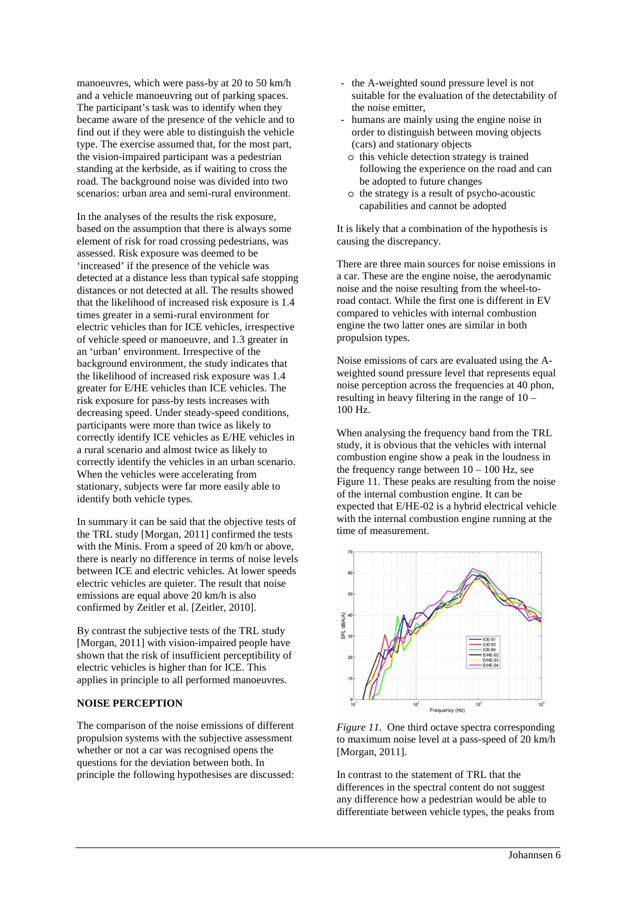manoeuvres, which were pass-by at 20 to 50 km/h and a vehicle manoeuvring out of parking spaces. The participant's task was to identify when they became aware of the presence of the vehicle and to find out if they were able to distinguish the vehicle type. The exercise assumed that, for the most part, the vision-impaired participant was a pedestrian standing at the kerbside, as if waiting to cross the road. The background noise was divided into two scenarios: urban area and semi-rural environment.

In the analyses of the results the risk exposure, based on the assumption that there is always some element of risk for road crossing pedestrians, was assessed. Risk exposure was deemed to be 'increased' if the presence of the vehicle was detected at a distance less than typical safe stopping distances or not detected at all. The results showed that the likelihood of increased risk exposure is 1.4 times greater in a semi-rural environment for electric vehicles than for ICE vehicles, irrespective of vehicle speed or manoeuvre, and 1.3 greater in an 'urban' environment. Irrespective of the background environment, the study indicates that the likelihood of increased risk exposure was 1.4 greater for E/HE vehicles than ICE vehicles. The risk exposure for pass-by tests increases with decreasing speed. Under steady-speed conditions, participants were more than twice as likely to correctly identify ICE vehicles as E/HE vehicles in a rural scenario and almost twice as likely to correctly identify the vehicles in an urban scenario. When the vehicles were accelerating from stationary, subjects were far more easily able to identify both vehicle types.

In summary it can be said that the objective tests of the TRL study [Morgan, 2011] confirmed the tests with the Minis. From a speed of 20 km/h or above, there is nearly no difference in terms of noise levels between ICE and electric vehicles. At lower speeds electric vehicles are quieter. The result that noise emissions are equal above 20 km/h is also confirmed by Zeitler et al. [Zeitler, 2010].

By contrast the subjective tests of the TRL study [Morgan, 2011] with vision-impaired people have shown that the risk of insufficient perceptibility of electric vehicles is higher than for ICE. This applies in principle to all performed manoeuvres.

## NOISE PERCEPTION

The comparison of the noise emissions of different propulsion systems with the subjective assessment whether or not a car was recognised opens the questions for the deviation between both. In principle the following hypothesises are discussed:

- the A-weighted sound pressure level is not suitable for the evaluation of the detectability of the noise emitter,
- humans are mainly using the engine noise in order to distinguish between moving objects (cars) and stationary objects
  - this vehicle detection strategy is trained following the experience on the road and can be adopted to future changes
  - the strategy is a result of psycho-acoustic capabilities and cannot be adopted

It is likely that a combination of the hypothesis is causing the discrepancy.

There are three main sources for noise emissions in a car. These are the engine noise, the aerodynamic noise and the noise resulting from the wheel-to-road contact. While the first one is different in EV compared to vehicles with internal combustion engine the two latter ones are similar in both propulsion types.

Noise emissions of cars are evaluated using the A-weighted sound pressure level that represents equal noise perception across the frequencies at 40 phon, resulting in heavy filtering in the range of 10 – 100 Hz.

When analysing the frequency band from the TRL study, it is obvious that the vehicles with internal combustion engine show a peak in the loudness in the frequency range between 10 – 100 Hz, see Figure 11. These peaks are resulting from the noise of the internal combustion engine. It can be expected that E/HE-02 is a hybrid electrical vehicle with the internal combustion engine running at the time of measurement.

*Figure 11.* One third octave spectra corresponding to maximum noise level at a pass-speed of 20 km/h [Morgan, 2011].

In contrast to the statement of TRL that the differences in the spectral content do not suggest any difference how a pedestrian would be able to differentiate between vehicle types, the peaks from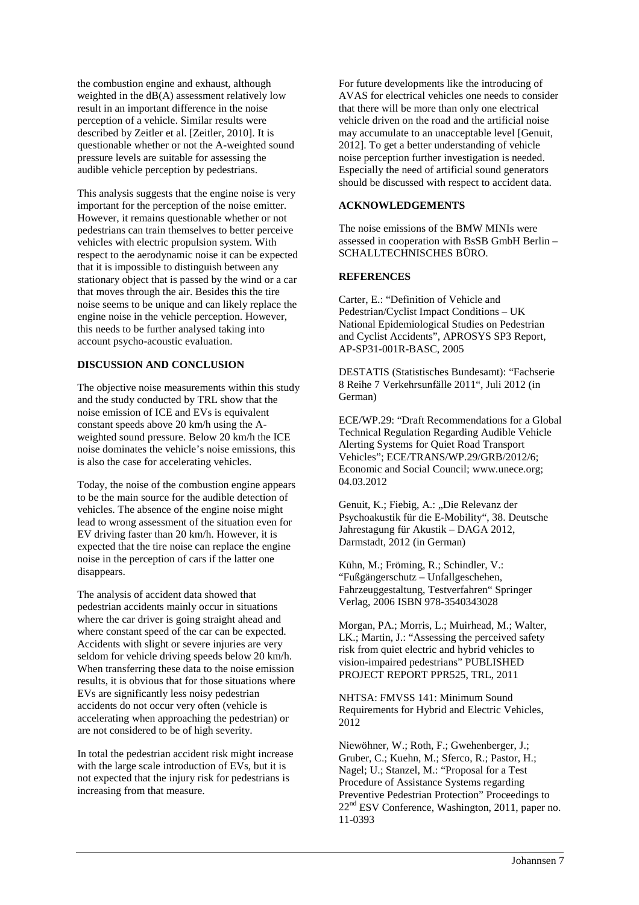the combustion engine and exhaust, although weighted in the dB(A) assessment relatively low result in an important difference in the noise perception of a vehicle. Similar results were described by Zeitler et al. [Zeitler, 2010]. It is questionable whether or not the A-weighted sound pressure levels are suitable for assessing the audible vehicle perception by pedestrians.

This analysis suggests that the engine noise is very important for the perception of the noise emitter. However, it remains questionable whether or not pedestrians can train themselves to better perceive vehicles with electric propulsion system. With respect to the aerodynamic noise it can be expected that it is impossible to distinguish between any stationary object that is passed by the wind or a car that moves through the air. Besides this the tire noise seems to be unique and can likely replace the engine noise in the vehicle perception. However, this needs to be further analysed taking into account psycho-acoustic evaluation.

## DISCUSSION AND CONCLUSION

The objective noise measurements within this study and the study conducted by TRL show that the noise emission of ICE and EVs is equivalent constant speeds above 20 km/h using the A-weighted sound pressure. Below 20 km/h the ICE noise dominates the vehicle's noise emissions, this is also the case for accelerating vehicles.

Today, the noise of the combustion engine appears to be the main source for the audible detection of vehicles. The absence of the engine noise might lead to wrong assessment of the situation even for EV driving faster than 20 km/h. However, it is expected that the tire noise can replace the engine noise in the perception of cars if the latter one disappears.

The analysis of accident data showed that pedestrian accidents mainly occur in situations where the car driver is going straight ahead and where constant speed of the car can be expected. Accidents with slight or severe injuries are very seldom for vehicle driving speeds below 20 km/h. When transferring these data to the noise emission results, it is obvious that for those situations where EVs are significantly less noisy pedestrian accidents do not occur very often (vehicle is accelerating when approaching the pedestrian) or are not considered to be of high severity.

In total the pedestrian accident risk might increase with the large scale introduction of EVs, but it is not expected that the injury risk for pedestrians is increasing from that measure.

For future developments like the introducing of AVAS for electrical vehicles one needs to consider that there will be more than only one electrical vehicle driven on the road and the artificial noise may accumulate to an unacceptable level [Genuit, 2012]. To get a better understanding of vehicle noise perception further investigation is needed. Especially the need of artificial sound generators should be discussed with respect to accident data.

## ACKNOWLEDGEMENTS

The noise emissions of the BMW MINIs were assessed in cooperation with BsSB GmbH Berlin – SCHALLTECHNISCHES BÜRO.

## REFERENCES

Carter, E.: "Definition of Vehicle and Pedestrian/Cyclist Impact Conditions – UK National Epidemiological Studies on Pedestrian and Cyclist Accidents", APROSYS SP3 Report, AP-SP31-001R-BASC, 2005

DESTATIS (Statistisches Bundesamt): "Fachserie 8 Reihe 7 Verkehrsunfälle 2011", Juli 2012 (in German)

ECE/WP.29: "Draft Recommendations for a Global Technical Regulation Regarding Audible Vehicle Alerting Systems for Quiet Road Transport Vehicles"; ECE/TRANS/WP.29/GRB/2012/6; Economic and Social Council; www.unece.org; 04.03.2012

Genuit, K.; Fiebig, A.: „Die Relevanz der Psychoakustik für die E-Mobility", 38. Deutsche Jahrestagung für Akustik – DAGA 2012, Darmstadt, 2012 (in German)

Kühn, M.; Fröming, R.; Schindler, V.: "Fußgängerschutz – Unfallgeschehen, Fahrzeuggestaltung, Testverfahren" Springer Verlag, 2006 ISBN 978-3540343028

Morgan, PA.; Morris, L.; Muirhead, M.; Walter, LK.; Martin, J.: "Assessing the perceived safety risk from quiet electric and hybrid vehicles to vision-impaired pedestrians" PUBLISHED PROJECT REPORT PPR525, TRL, 2011

NHTSA: FMVSS 141: Minimum Sound Requirements for Hybrid and Electric Vehicles, 2012

Niewöhner, W.; Roth, F.; Gwehenberger, J.; Gruber, C.; Kuehn, M.; Sferco, R.; Pastor, H.; Nagel; U.; Stanzel, M.: "Proposal for a Test Procedure of Assistance Systems regarding Preventive Pedestrian Protection" Proceedings to 22nd ESV Conference, Washington, 2011, paper no. 11-0393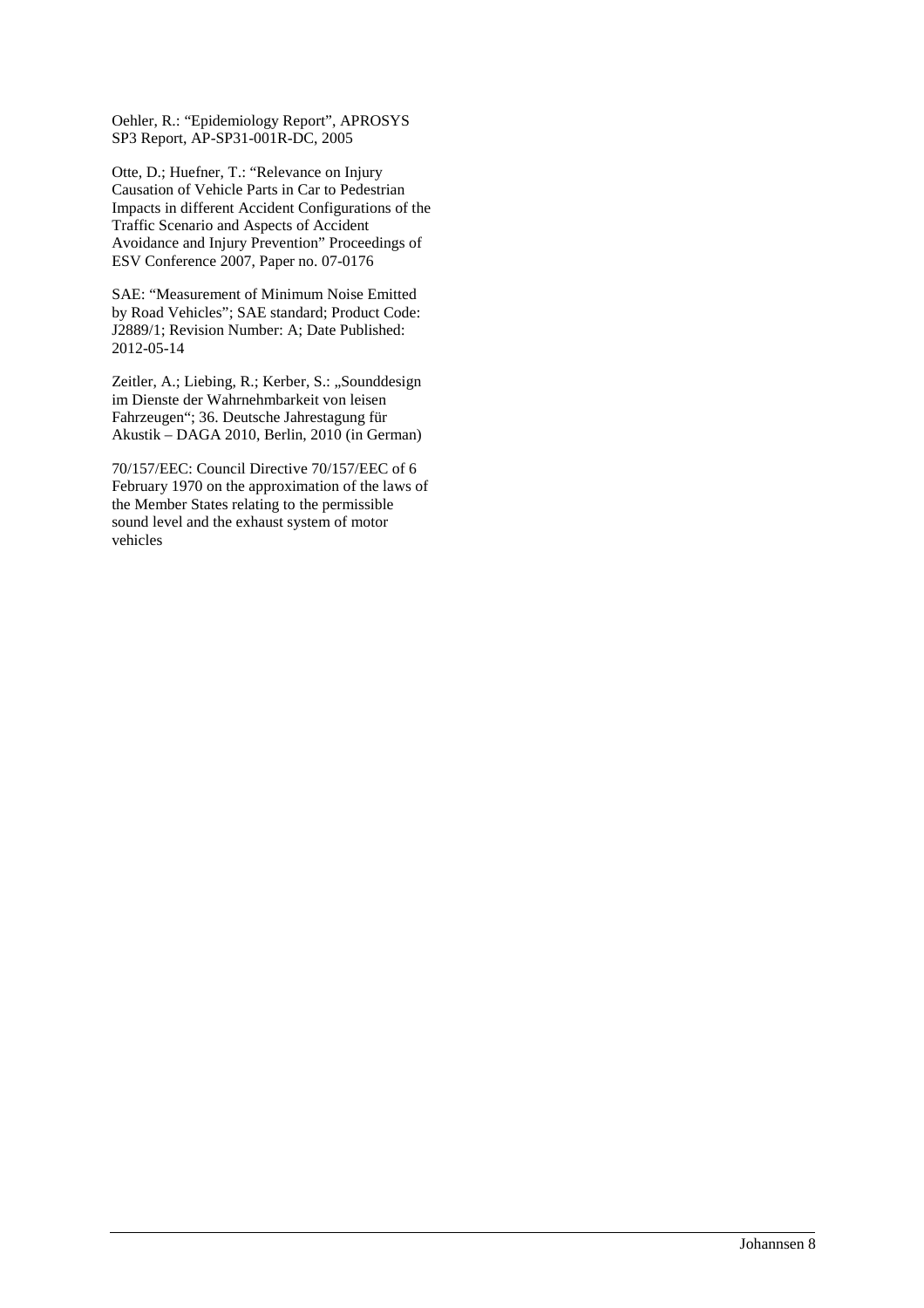Oehler, R.: “Epidemiology Report”, APROSYS SP3 Report, AP-SP31-001R-DC, 2005

Otte, D.; Huefner, T.: “Relevance on Injury Causation of Vehicle Parts in Car to Pedestrian Impacts in different Accident Configurations of the Traffic Scenario and Aspects of Accident Avoidance and Injury Prevention” Proceedings of ESV Conference 2007, Paper no. 07-0176

SAE: “Measurement of Minimum Noise Emitted by Road Vehicles”; SAE standard; Product Code: J2889/1; Revision Number: A; Date Published: 2012-05-14

Zeitler, A.; Liebing, R.; Kerber, S.: „Sounddesign im Dienste der Wahrnehmbarkeit von leisen Fahrzeugen“; 36. Deutsche Jahrestagung für Akustik – DAGA 2010, Berlin, 2010 (in German)

70/157/EEC: Council Directive 70/157/EEC of 6 February 1970 on the approximation of the laws of the Member States relating to the permissible sound level and the exhaust system of motor vehicles